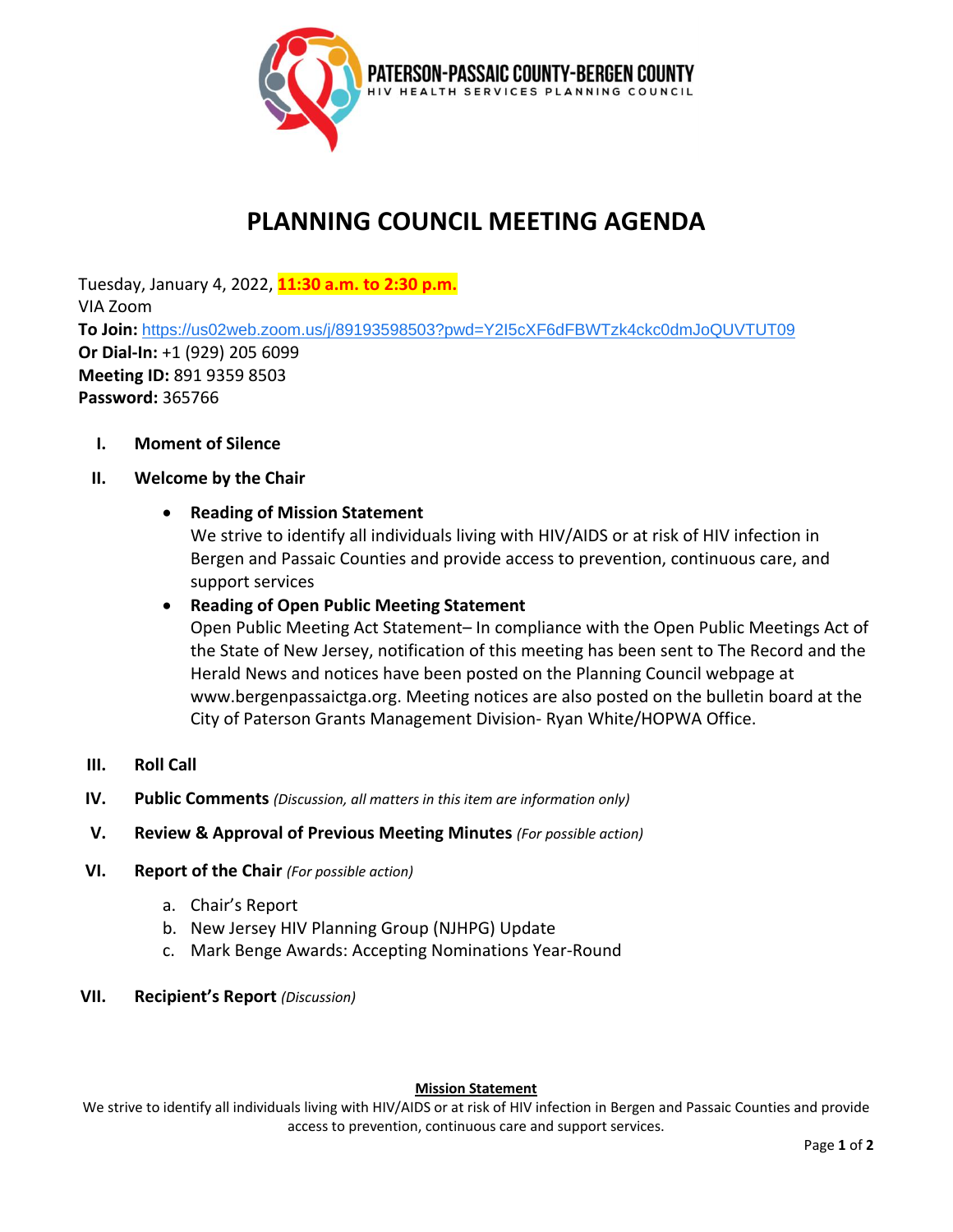**PATERSON-PASSAIC COUNTY-BERGEN COUNTY**
HIV HEALTH SERVICES PLANNING COUNCIL

# PLANNING COUNCIL MEETING AGENDA

Tuesday, January 4, 2022, **11:30 a.m. to 2:30 p.m.**
VIA Zoom
**To Join:** https://us02web.zoom.us/j/89193598503?pwd=Y2I5cXF6dFBWTzk4ckc0dmJoQUVTUT09
**Or Dial-In:** +1 (929) 205 6099
**Meeting ID:** 891 9359 8503
**Password:** 365766

I. **Moment of Silence**

II. **Welcome by the Chair**

- **Reading of Mission Statement**
  We strive to identify all individuals living with HIV/AIDS or at risk of HIV infection in Bergen and Passaic Counties and provide access to prevention, continuous care, and support services
- **Reading of Open Public Meeting Statement**
  Open Public Meeting Act Statement– In compliance with the Open Public Meetings Act of the State of New Jersey, notification of this meeting has been sent to The Record and the Herald News and notices have been posted on the Planning Council webpage at www.bergenpassaictga.org. Meeting notices are also posted on the bulletin board at the City of Paterson Grants Management Division- Ryan White/HOPWA Office.

III. **Roll Call**

IV. **Public Comments** *(Discussion, all matters in this item are information only)*

V. **Review & Approval of Previous Meeting Minutes** *(For possible action)*

VI. **Report of the Chair** *(For possible action)*

   a. Chair's Report
   b. New Jersey HIV Planning Group (NJHPG) Update
   c. Mark Benge Awards: Accepting Nominations Year-Round

VII. **Recipient's Report** *(Discussion)*

**Mission Statement**

We strive to identify all individuals living with HIV/AIDS or at risk of HIV infection in Bergen and Passaic Counties and provide access to prevention, continuous care and support services.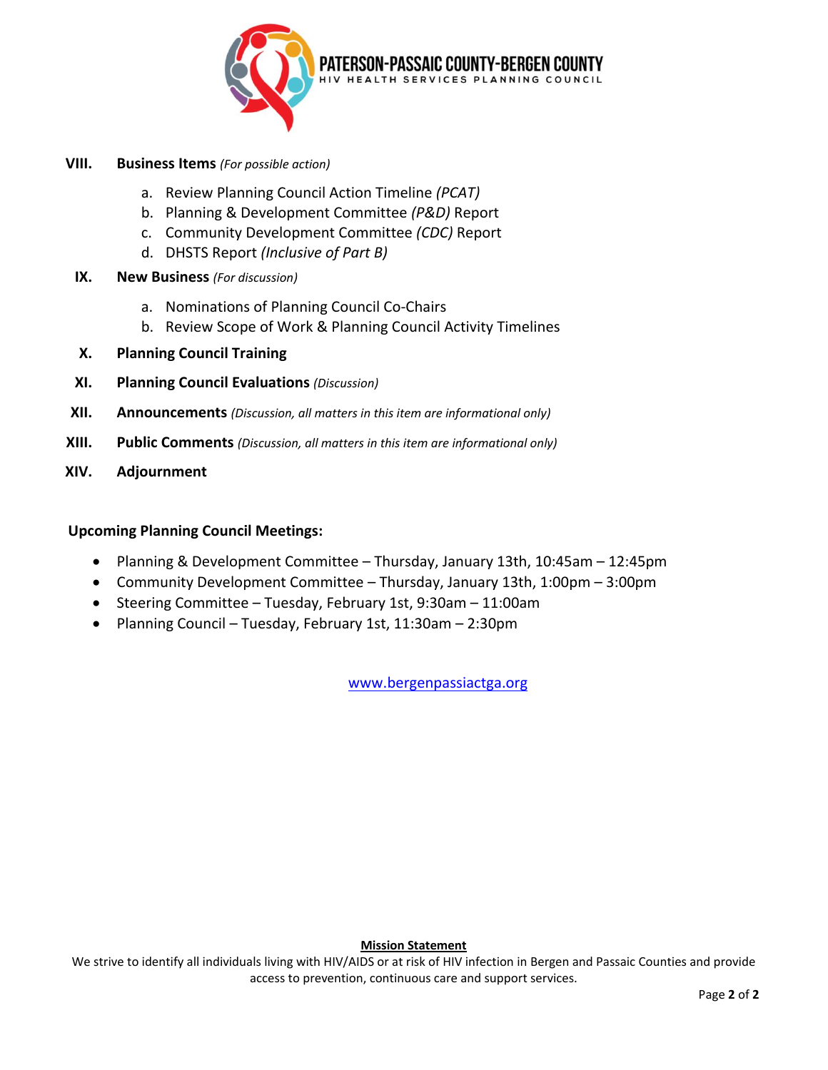PATERSON-PASSAIC COUNTY-BERGEN COUNTY
HIV HEALTH SERVICES PLANNING COUNCIL

**VIII. Business Items** *(For possible action)*

a. Review Planning Council Action Timeline *(PCAT)*
b. Planning & Development Committee *(P&D)* Report
c. Community Development Committee *(CDC)* Report
d. DHSTS Report *(Inclusive of Part B)*

**IX. New Business** *(For discussion)*

a. Nominations of Planning Council Co-Chairs
b. Review Scope of Work & Planning Council Activity Timelines

**X. Planning Council Training**

**XI. Planning Council Evaluations** *(Discussion)*

**XII. Announcements** *(Discussion, all matters in this item are informational only)*

**XIII. Public Comments** *(Discussion, all matters in this item are informational only)*

**XIV. Adjournment**

**Upcoming Planning Council Meetings:**

- Planning & Development Committee – Thursday, January 13th, 10:45am – 12:45pm
- Community Development Committee – Thursday, January 13th, 1:00pm – 3:00pm
- Steering Committee – Tuesday, February 1st, 9:30am – 11:00am
- Planning Council – Tuesday, February 1st, 11:30am – 2:30pm

www.bergenpassiactga.org

**Mission Statement**

We strive to identify all individuals living with HIV/AIDS or at risk of HIV infection in Bergen and Passaic Counties and provide access to prevention, continuous care and support services.